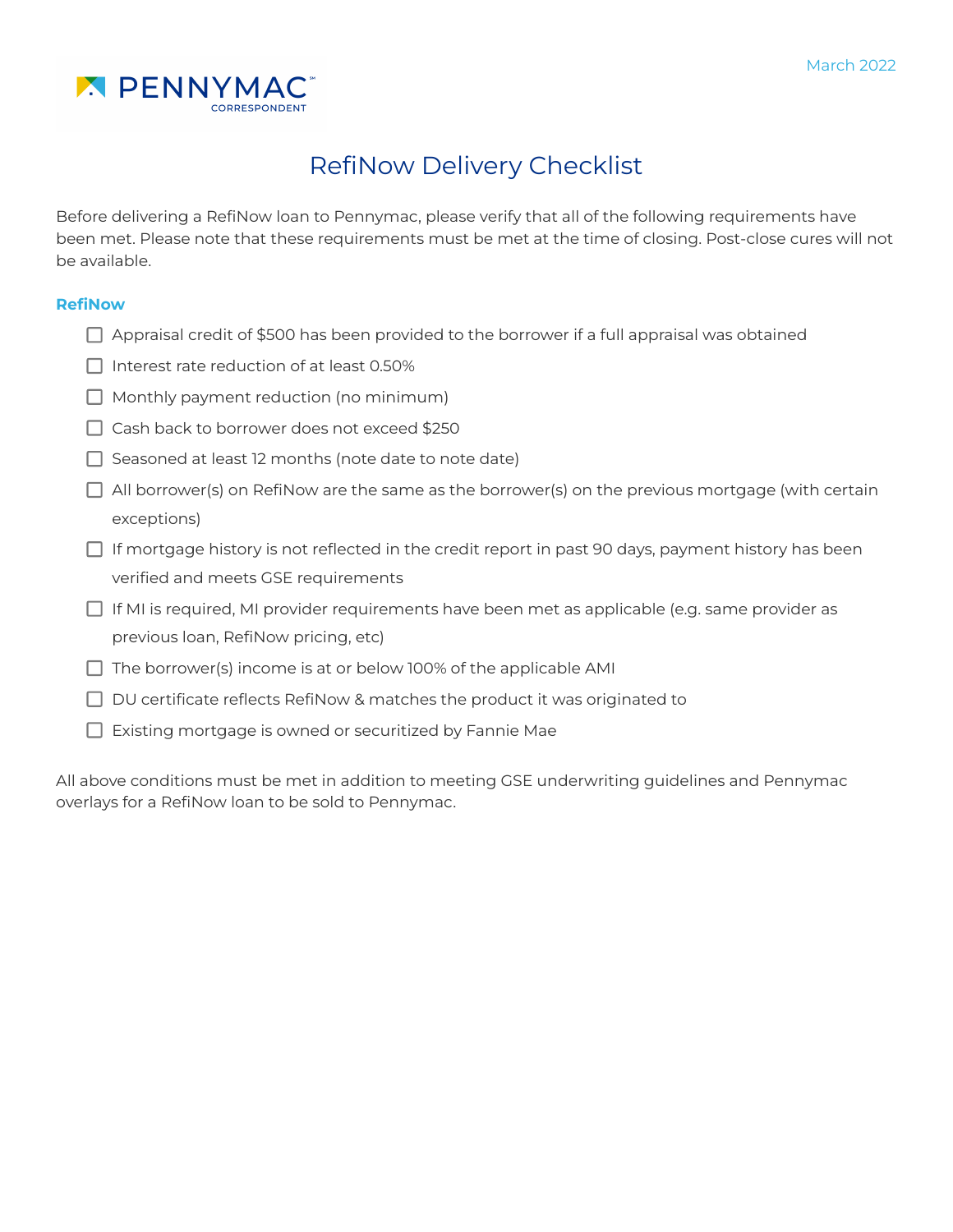March 2022

PENNYMAC CORRESPONDENT

# RefiNow Delivery Checklist

Before delivering a RefiNow loan to Pennymac, please verify that all of the following requirements have been met. Please note that these requirements must be met at the time of closing. Post-close cures will not be available.

## RefiNow

- [ ] Appraisal credit of $500 has been provided to the borrower if a full appraisal was obtained
- [ ] Interest rate reduction of at least 0.50%
- [ ] Monthly payment reduction (no minimum)
- [ ] Cash back to borrower does not exceed $250
- [ ] Seasoned at least 12 months (note date to note date)
- [ ] All borrower(s) on RefiNow are the same as the borrower(s) on the previous mortgage (with certain exceptions)
- [ ] If mortgage history is not reflected in the credit report in past 90 days, payment history has been verified and meets GSE requirements
- [ ] If MI is required, MI provider requirements have been met as applicable (e.g. same provider as previous loan, RefiNow pricing, etc)
- [ ] The borrower(s) income is at or below 100% of the applicable AMI
- [ ] DU certificate reflects RefiNow & matches the product it was originated to
- [ ] Existing mortgage is owned or securitized by Fannie Mae

All above conditions must be met in addition to meeting GSE underwriting guidelines and Pennymac overlays for a RefiNow loan to be sold to Pennymac.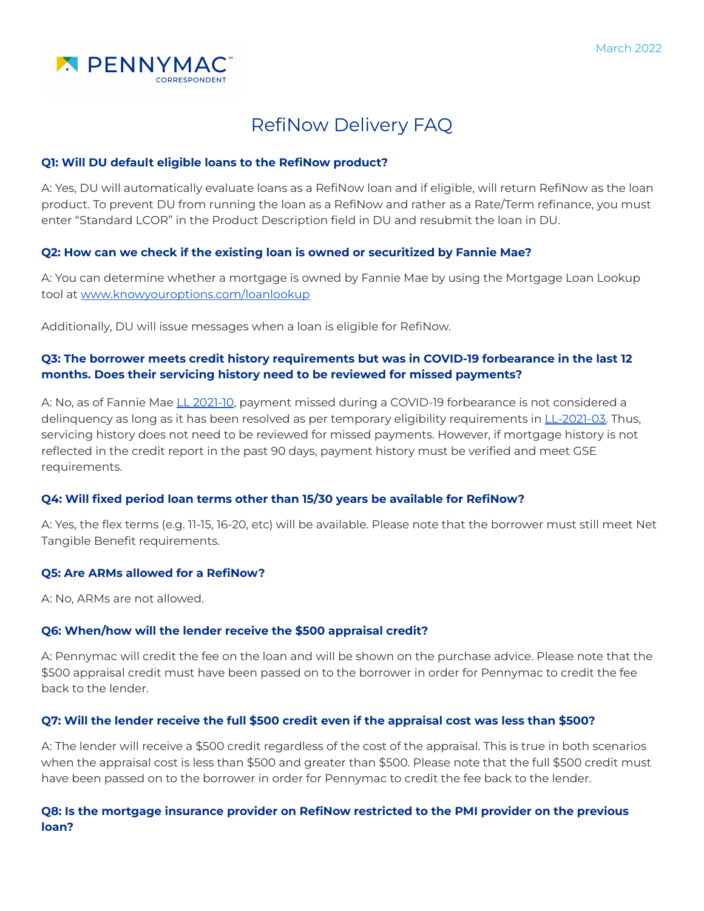# RefiNow Delivery FAQ

**Q1: Will DU default eligible loans to the RefiNow product?**

A: Yes, DU will automatically evaluate loans as a RefiNow loan and if eligible, will return RefiNow as the loan product. To prevent DU from running the loan as a RefiNow and rather as a Rate/Term refinance, you must enter "Standard LCOR" in the Product Description field in DU and resubmit the loan in DU.

**Q2: How can we check if the existing loan is owned or securitized by Fannie Mae?**

A: You can determine whether a mortgage is owned by Fannie Mae by using the Mortgage Loan Lookup tool at [www.knowyouroptions.com/loanlookup](www.knowyouroptions.com/loanlookup)

Additionally, DU will issue messages when a loan is eligible for RefiNow.

**Q3: The borrower meets credit history requirements but was in COVID-19 forbearance in the last 12 months. Does their servicing history need to be reviewed for missed payments?**

A: No, as of Fannie Mae LL 2021-10, payment missed during a COVID-19 forbearance is not considered a delinquency as long as it has been resolved as per temporary eligibility requirements in LL-2021-03. Thus, servicing history does not need to be reviewed for missed payments. However, if mortgage history is not reflected in the credit report in the past 90 days, payment history must be verified and meet GSE requirements.

**Q4: Will fixed period loan terms other than 15/30 years be available for RefiNow?**

A: Yes, the flex terms (e.g. 11-15, 16-20, etc) will be available. Please note that the borrower must still meet Net Tangible Benefit requirements.

**Q5: Are ARMs allowed for a RefiNow?**

A: No, ARMs are not allowed.

**Q6: When/how will the lender receive the $500 appraisal credit?**

A: Pennymac will credit the fee on the loan and will be shown on the purchase advice. Please note that the $500 appraisal credit must have been passed on to the borrower in order for Pennymac to credit the fee back to the lender.

**Q7: Will the lender receive the full $500 credit even if the appraisal cost was less than $500?**

A: The lender will receive a $500 credit regardless of the cost of the appraisal. This is true in both scenarios when the appraisal cost is less than $500 and greater than $500. Please note that the full $500 credit must have been passed on to the borrower in order for Pennymac to credit the fee back to the lender.

**Q8: Is the mortgage insurance provider on RefiNow restricted to the PMI provider on the previous loan?**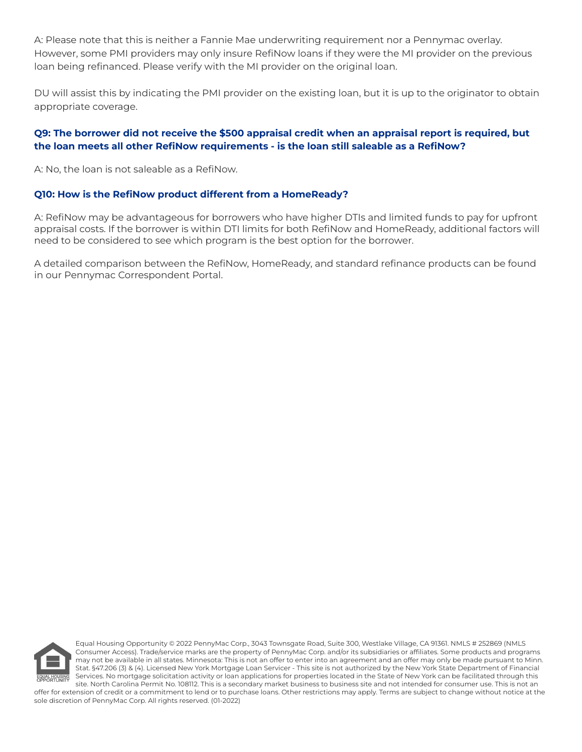A: Please note that this is neither a Fannie Mae underwriting requirement nor a Pennymac overlay. However, some PMI providers may only insure RefiNow loans if they were the MI provider on the previous loan being refinanced. Please verify with the MI provider on the original loan.

DU will assist this by indicating the PMI provider on the existing loan, but it is up to the originator to obtain appropriate coverage.

### Q9: The borrower did not receive the $500 appraisal credit when an appraisal report is required, but the loan meets all other RefiNow requirements - is the loan still saleable as a RefiNow?

A: No, the loan is not saleable as a RefiNow.

### Q10: How is the RefiNow product different from a HomeReady?

A: RefiNow may be advantageous for borrowers who have higher DTIs and limited funds to pay for upfront appraisal costs. If the borrower is within DTI limits for both RefiNow and HomeReady, additional factors will need to be considered to see which program is the best option for the borrower.

A detailed comparison between the RefiNow, HomeReady, and standard refinance products can be found in our Pennymac Correspondent Portal.

Equal Housing Opportunity © 2022 PennyMac Corp., 3043 Townsgate Road, Suite 300, Westlake Village, CA 91361. NMLS # 252869 (NMLS Consumer Access). Trade/service marks are the property of PennyMac Corp. and/or its subsidiaries or affiliates. Some products and programs may not be available in all states. Minnesota: This is not an offer to enter into an agreement and an offer may only be made pursuant to Minn. Stat. §47.206 (3) & (4). Licensed New York Mortgage Loan Servicer - This site is not authorized by the New York State Department of Financial Services. No mortgage solicitation activity or loan applications for properties located in the State of New York can be facilitated through this site. North Carolina Permit No. 108112. This is a secondary market business to business site and not intended for consumer use. This is not an offer for extension of credit or a commitment to lend or to purchase loans. Other restrictions may apply. Terms are subject to change without notice at the sole discretion of PennyMac Corp. All rights reserved. (01-2022)